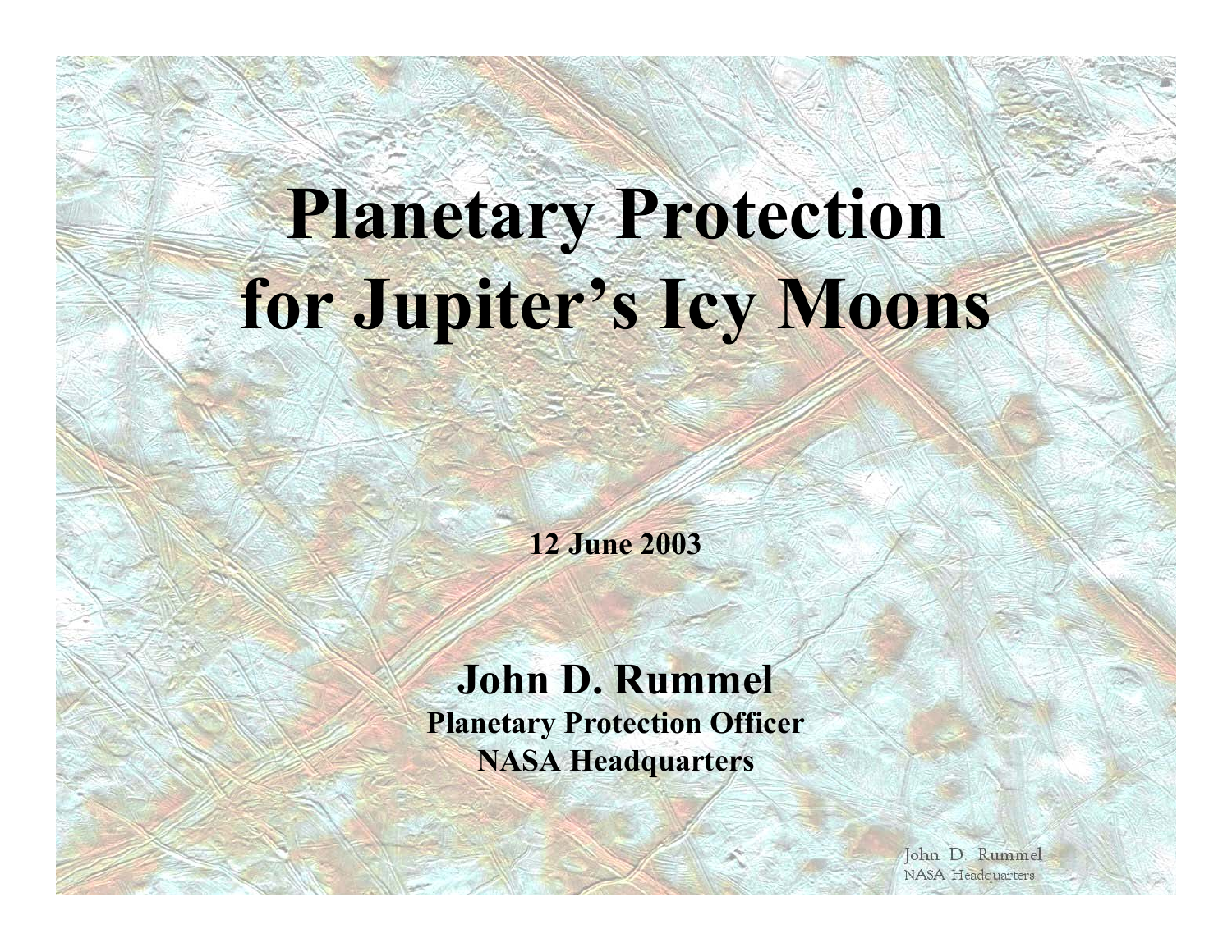# Planetary Protection for Jupiter's Icy Moons

**12 June 2003**

**John D. Rummel**
**Planetary Protection Officer**
**NASA Headquarters**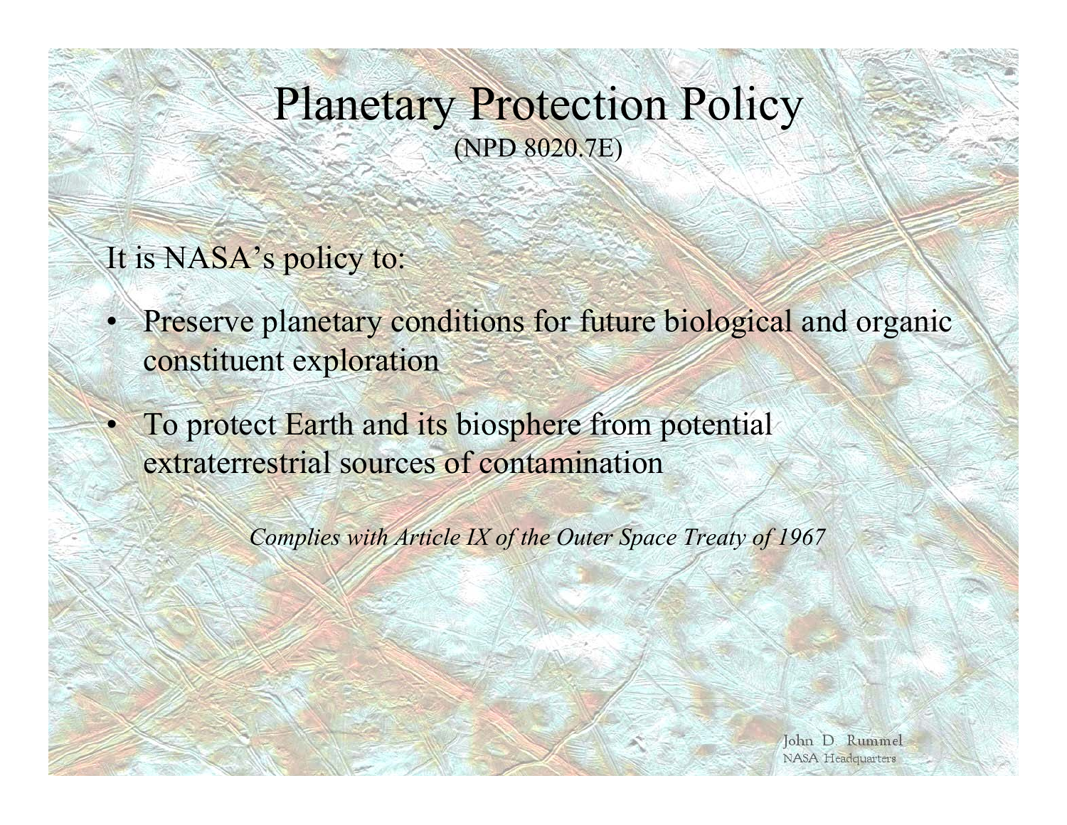# Planetary Protection Policy

(NPD 8020.7E)

It is NASA's policy to:

- Preserve planetary conditions for future biological and organic constituent exploration
- To protect Earth and its biosphere from potential extraterrestrial sources of contamination

*Complies with Article IX of the Outer Space Treaty of 1967*

John D. Rummel
NASA Headquarters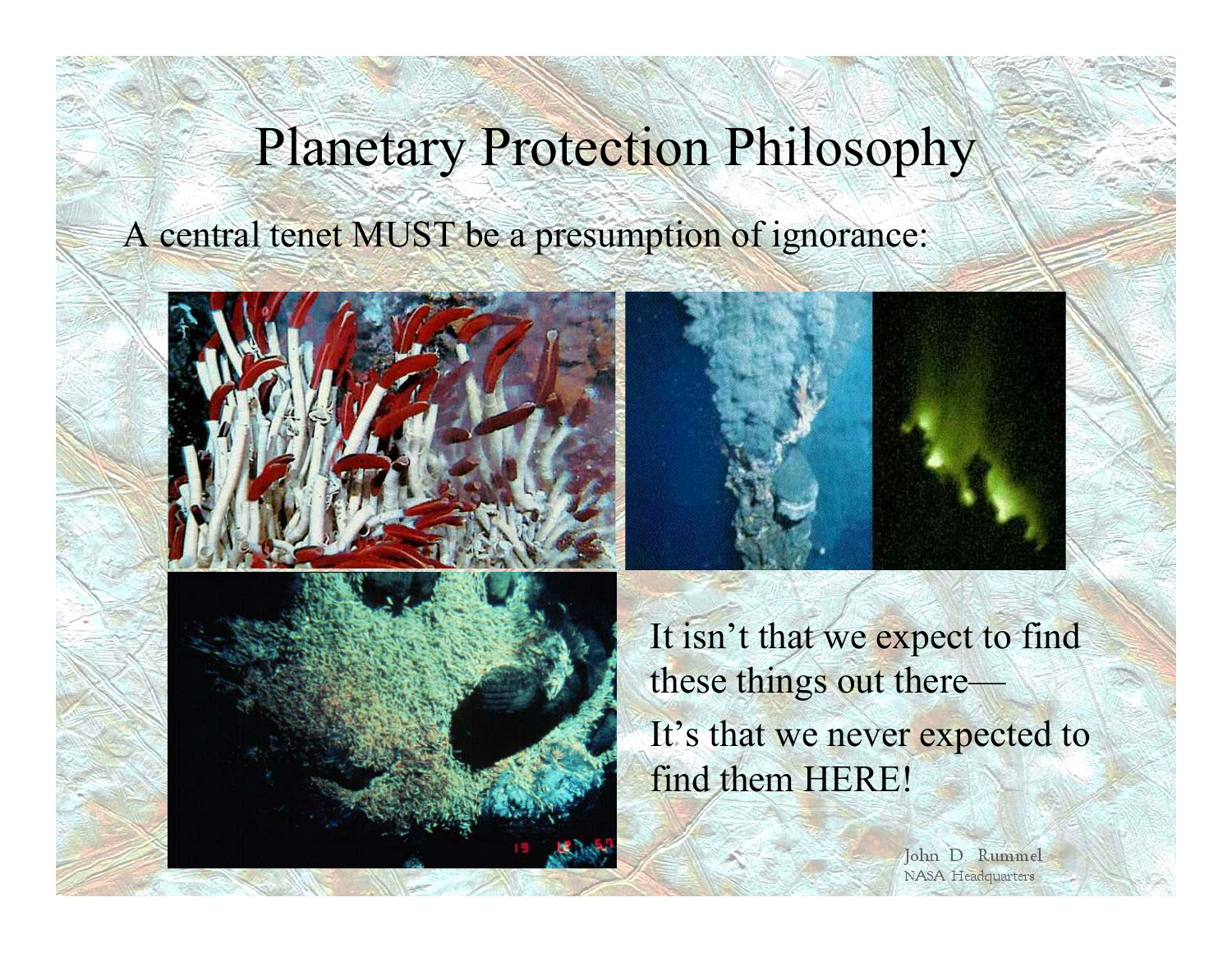# Planetary Protection Philosophy

A central tenet MUST be a presumption of ignorance:

It isn't that we expect to find these things out there—

It's that we never expected to find them HERE!

John D. Rummel
NASA Headquarters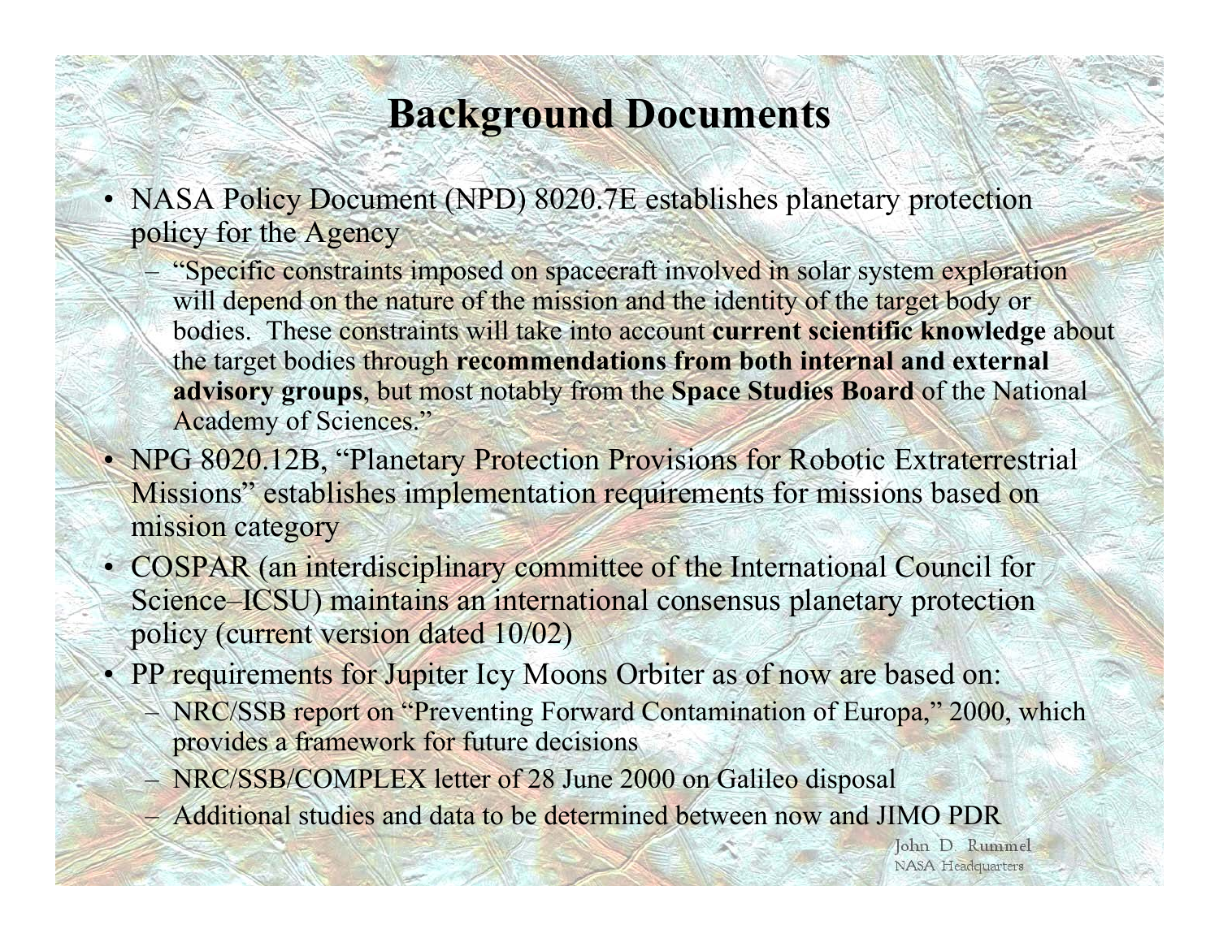# Background Documents

- NASA Policy Document (NPD) 8020.7E establishes planetary protection policy for the Agency
  - "Specific constraints imposed on spacecraft involved in solar system exploration will depend on the nature of the mission and the identity of the target body or bodies. These constraints will take into account **current scientific knowledge** about the target bodies through **recommendations from both internal and external advisory groups**, but most notably from the **Space Studies Board** of the National Academy of Sciences."
- NPG 8020.12B, "Planetary Protection Provisions for Robotic Extraterrestrial Missions" establishes implementation requirements for missions based on mission category
- COSPAR (an interdisciplinary committee of the International Council for Science–ICSU) maintains an international consensus planetary protection policy (current version dated 10/02)
- PP requirements for Jupiter Icy Moons Orbiter as of now are based on:
  - NRC/SSB report on "Preventing Forward Contamination of Europa," 2000, which provides a framework for future decisions
  - NRC/SSB/COMPLEX letter of 28 June 2000 on Galileo disposal
  - Additional studies and data to be determined between now and JIMO PDR

John D. Rummel
NASA Headquarters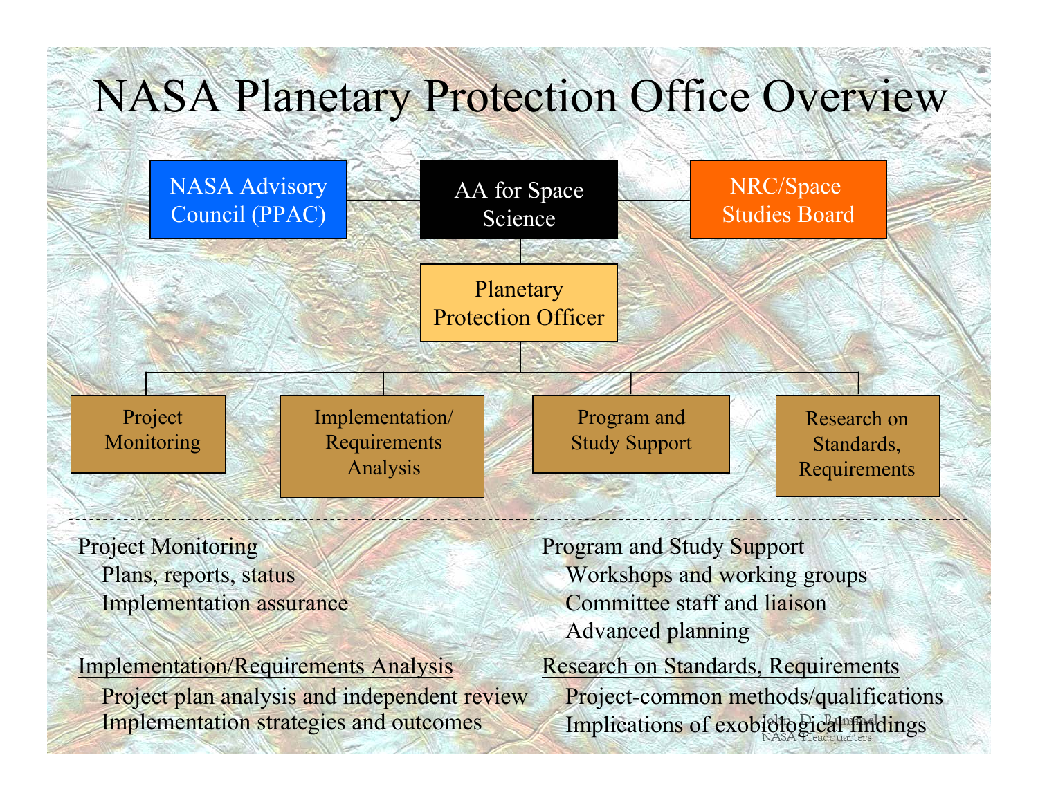# NASA Planetary Protection Office Overview

- NASA Advisory Council (PPAC)
- AA for Space Science
- NRC/Space Studies Board
- Planetary Protection Officer
  - Project Monitoring
  - Implementation/ Requirements Analysis
  - Program and Study Support
  - Research on Standards, Requirements

---

Project Monitoring

- Plans, reports, status
- Implementation assurance

Implementation/Requirements Analysis

- Project plan analysis and independent review
- Implementation strategies and outcomes

Program and Study Support

- Workshops and working groups
- Committee staff and liaison
- Advanced planning

Research on Standards, Requirements

- Project-common methods/qualifications
- Implications of exobiological findings

John D. Rummel
NASA Headquarters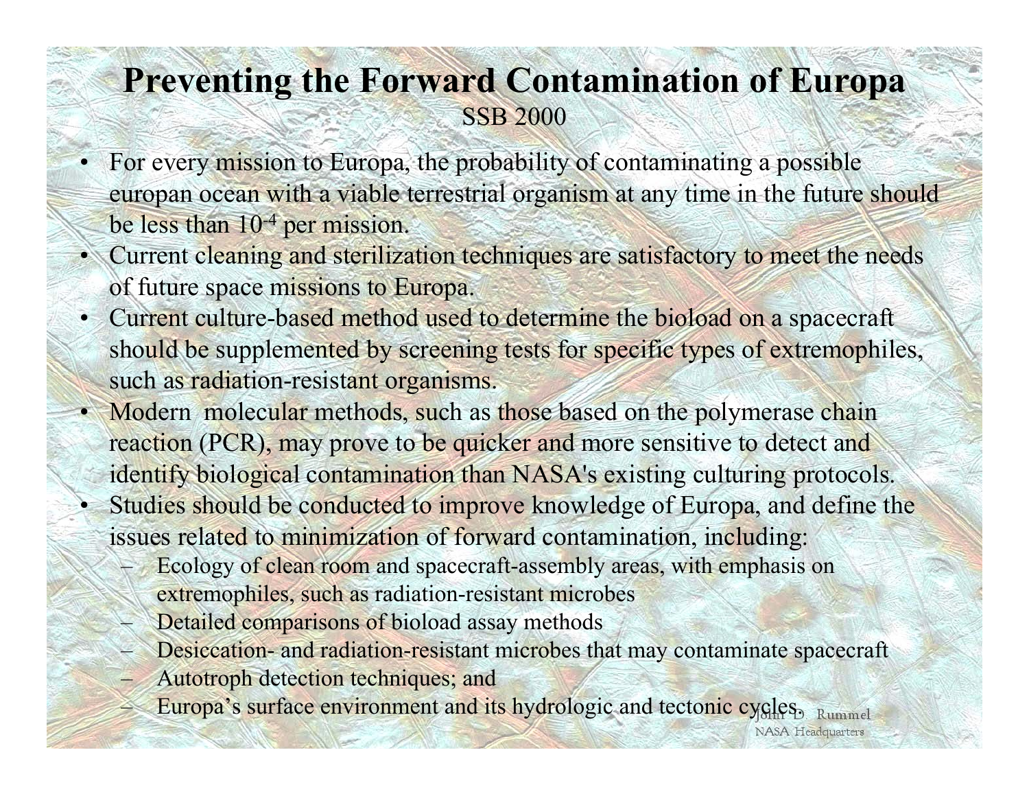# Preventing the Forward Contamination of Europa

SSB 2000

- For every mission to Europa, the probability of contaminating a possible europan ocean with a viable terrestrial organism at any time in the future should be less than $10^{-4}$ per mission.
- Current cleaning and sterilization techniques are satisfactory to meet the needs of future space missions to Europa.
- Current culture-based method used to determine the bioload on a spacecraft should be supplemented by screening tests for specific types of extremophiles, such as radiation-resistant organisms.
- Modern molecular methods, such as those based on the polymerase chain reaction (PCR), may prove to be quicker and more sensitive to detect and identify biological contamination than NASA's existing culturing protocols.
- Studies should be conducted to improve knowledge of Europa, and define the issues related to minimization of forward contamination, including:
  - Ecology of clean room and spacecraft-assembly areas, with emphasis on extremophiles, such as radiation-resistant microbes
  - Detailed comparisons of bioload assay methods
  - Desiccation- and radiation-resistant microbes that may contaminate spacecraft
  - Autotroph detection techniques; and
  - Europa's surface environment and its hydrologic and tectonic cycles.

John D. Rummel
NASA Headquarters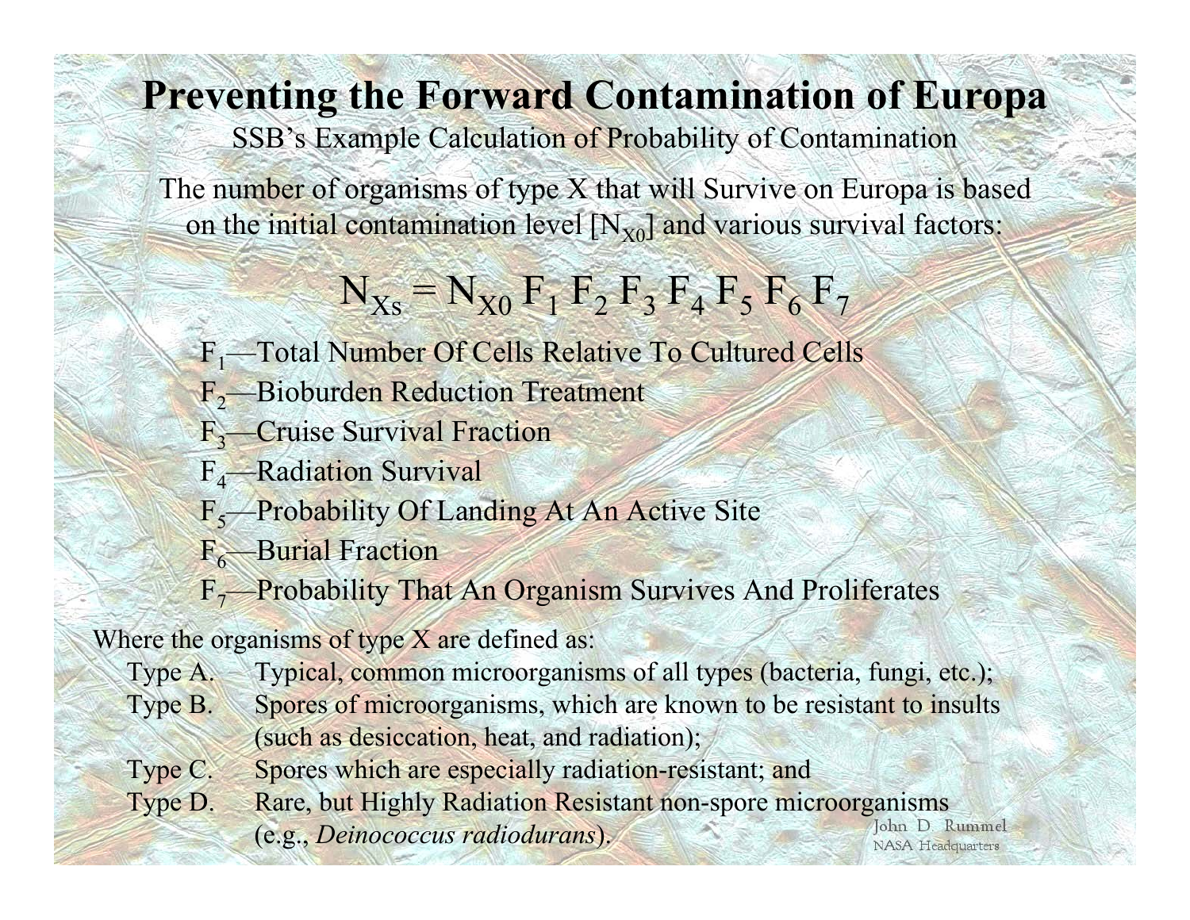# Preventing the Forward Contamination of Europa

SSB's Example Calculation of Probability of Contamination

The number of organisms of type X that will Survive on Europa is based on the initial contamination level [$N_{X0}$] and various survival factors:

$$N_{Xs} = N_{X0}\, F_1\, F_2\, F_3\, F_4\, F_5\, F_6\, F_7$$

- $F_1$—Total Number Of Cells Relative To Cultured Cells
- $F_2$—Bioburden Reduction Treatment
- $F_3$—Cruise Survival Fraction
- $F_4$—Radiation Survival
- $F_5$—Probability Of Landing At An Active Site
- $F_6$—Burial Fraction
- $F_7$—Probability That An Organism Survives And Proliferates

Where the organisms of type X are defined as:

- Type A. Typical, common microorganisms of all types (bacteria, fungi, etc.);
- Type B. Spores of microorganisms, which are known to be resistant to insults (such as desiccation, heat, and radiation);
- Type C. Spores which are especially radiation-resistant; and
- Type D. Rare, but Highly Radiation Resistant non-spore microorganisms (e.g., *Deinococcus radiodurans*).

John D. Rummel
NASA Headquarters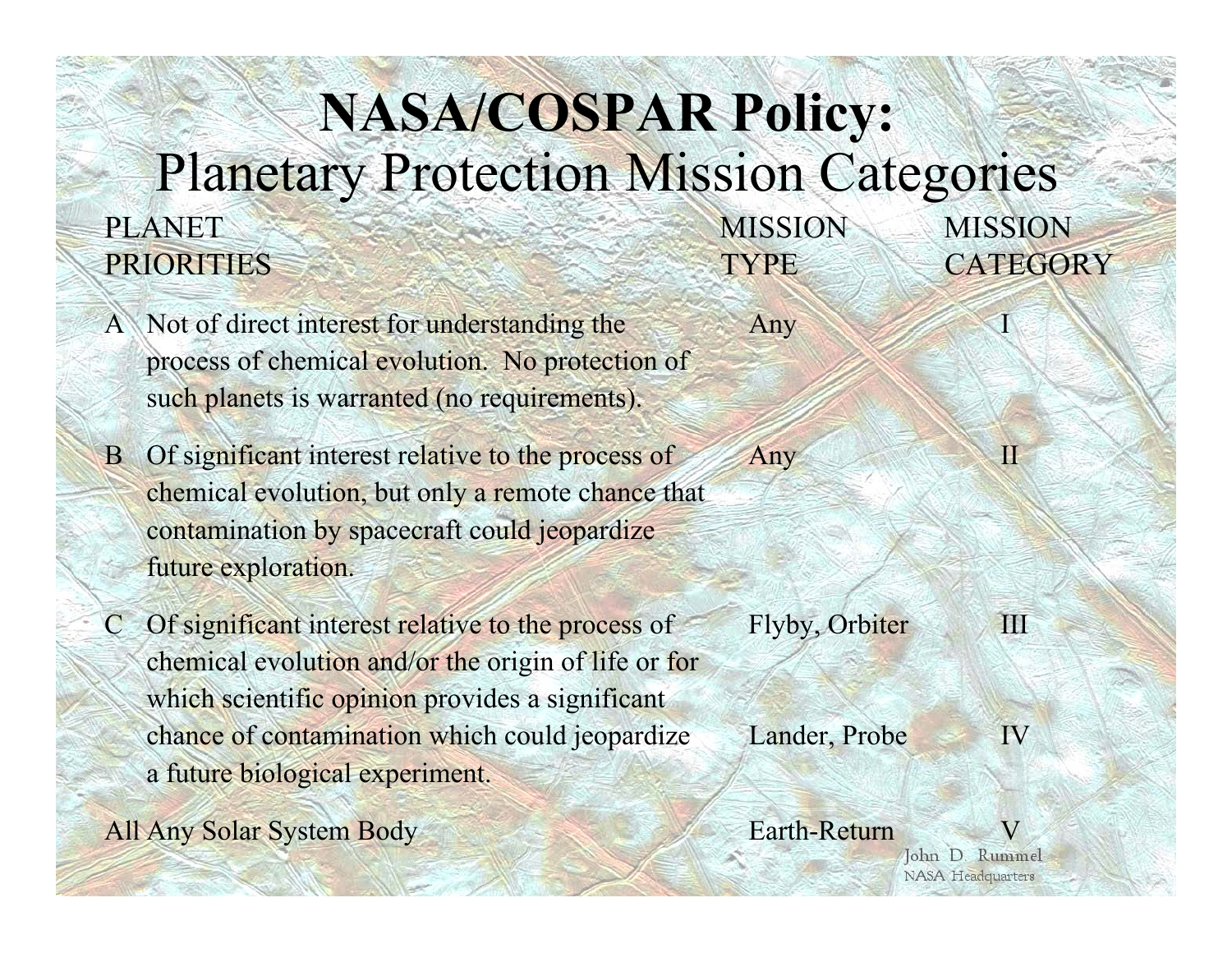# NASA/COSPAR Policy:
## Planetary Protection Mission Categories

| PLANET PRIORITIES | MISSION TYPE | MISSION CATEGORY |
|---|---|---|
| A Not of direct interest for understanding the process of chemical evolution. No protection of such planets is warranted (no requirements). | Any | I |
| B Of significant interest relative to the process of chemical evolution, but only a remote chance that contamination by spacecraft could jeopardize future exploration. | Any | II |
| C Of significant interest relative to the process of chemical evolution and/or the origin of life or for which scientific opinion provides a significant chance of contamination which could jeopardize a future biological experiment. | Flyby, Orbiter | III |
| | Lander, Probe | IV |
| All Any Solar System Body | Earth-Return | V |

John D. Rummel
NASA Headquarters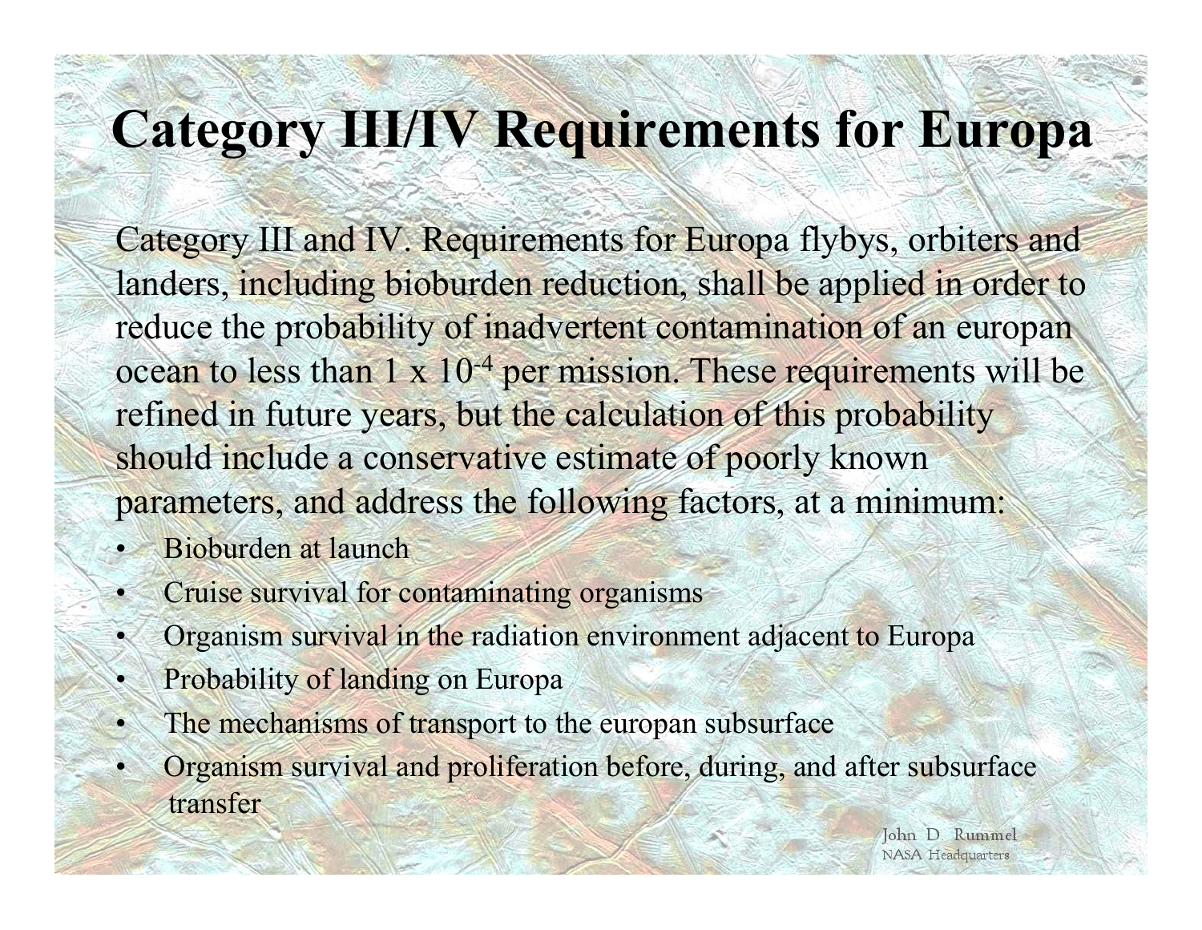# Category III/IV Requirements for Europa

Category III and IV. Requirements for Europa flybys, orbiters and landers, including bioburden reduction, shall be applied in order to reduce the probability of inadvertent contamination of an europan ocean to less than $1 \times 10^{-4}$ per mission. These requirements will be refined in future years, but the calculation of this probability should include a conservative estimate of poorly known parameters, and address the following factors, at a minimum:

- Bioburden at launch
- Cruise survival for contaminating organisms
- Organism survival in the radiation environment adjacent to Europa
- Probability of landing on Europa
- The mechanisms of transport to the europan subsurface
- Organism survival and proliferation before, during, and after subsurface transfer

John D. Rummel
NASA Headquarters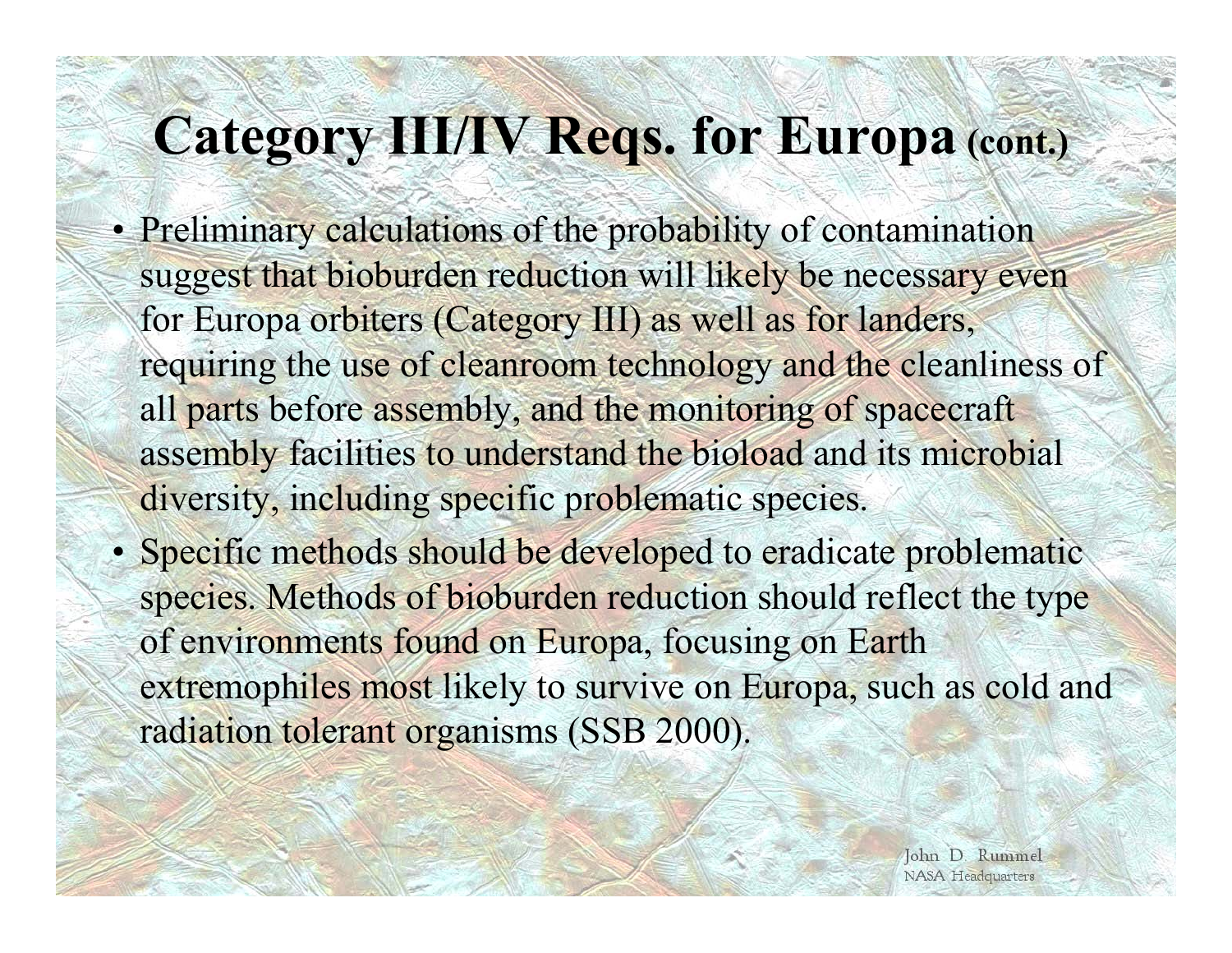# Category III/IV Reqs. for Europa (cont.)

- Preliminary calculations of the probability of contamination suggest that bioburden reduction will likely be necessary even for Europa orbiters (Category III) as well as for landers, requiring the use of cleanroom technology and the cleanliness of all parts before assembly, and the monitoring of spacecraft assembly facilities to understand the bioload and its microbial diversity, including specific problematic species.
- Specific methods should be developed to eradicate problematic species. Methods of bioburden reduction should reflect the type of environments found on Europa, focusing on Earth extremophiles most likely to survive on Europa, such as cold and radiation tolerant organisms (SSB 2000).

John D. Rummel
NASA Headquarters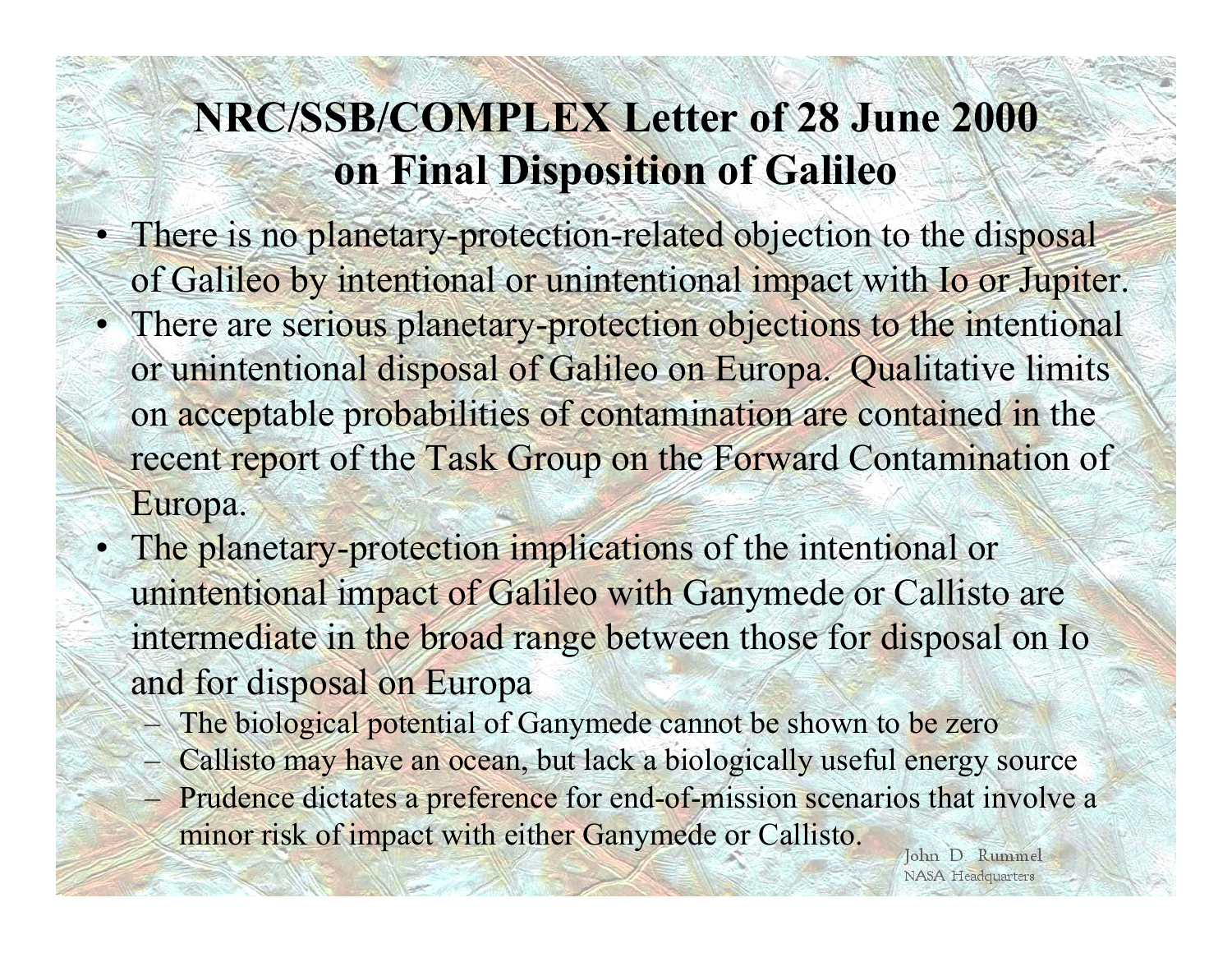# NRC/SSB/COMPLEX Letter of 28 June 2000 on Final Disposition of Galileo

- There is no planetary-protection-related objection to the disposal of Galileo by intentional or unintentional impact with Io or Jupiter.
- There are serious planetary-protection objections to the intentional or unintentional disposal of Galileo on Europa. Qualitative limits on acceptable probabilities of contamination are contained in the recent report of the Task Group on the Forward Contamination of Europa.
- The planetary-protection implications of the intentional or unintentional impact of Galileo with Ganymede or Callisto are intermediate in the broad range between those for disposal on Io and for disposal on Europa
  - The biological potential of Ganymede cannot be shown to be zero
  - Callisto may have an ocean, but lack a biologically useful energy source
  - Prudence dictates a preference for end-of-mission scenarios that involve a minor risk of impact with either Ganymede or Callisto.

John D. Rummel
NASA Headquarters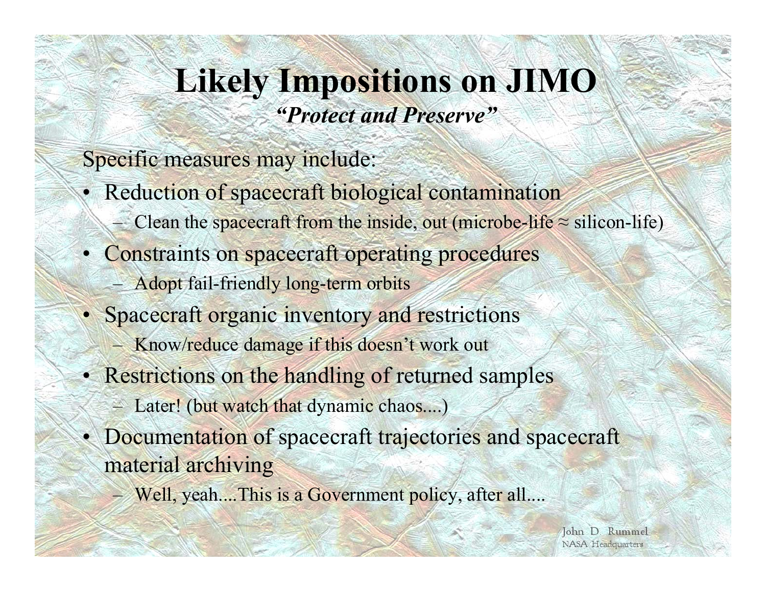# Likely Impositions on JIMO

***"Protect and Preserve"***

Specific measures may include:

- Reduction of spacecraft biological contamination
  - Clean the spacecraft from the inside, out (microbe-life ≈ silicon-life)
- Constraints on spacecraft operating procedures
  - Adopt fail-friendly long-term orbits
- Spacecraft organic inventory and restrictions
  - Know/reduce damage if this doesn't work out
- Restrictions on the handling of returned samples
  - Later! (but watch that dynamic chaos....)
- Documentation of spacecraft trajectories and spacecraft material archiving
  - Well, yeah....This is a Government policy, after all....

John D. Rummel
NASA Headquarters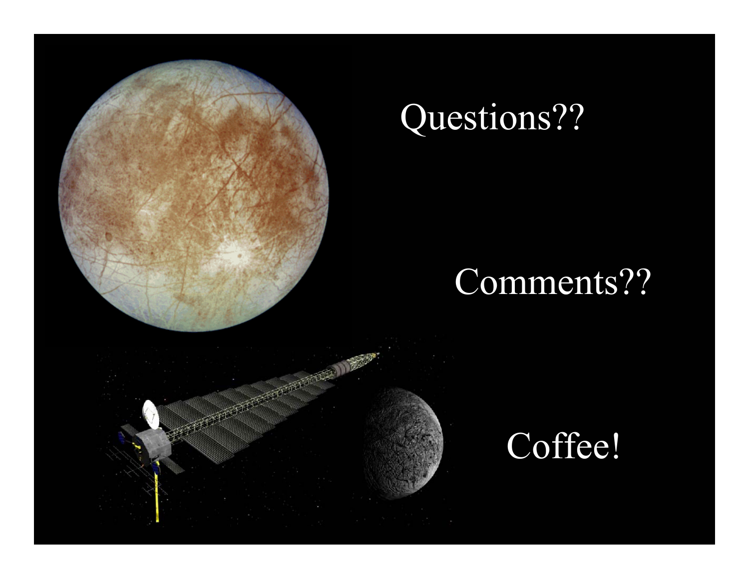Questions??

Comments??

Coffee!